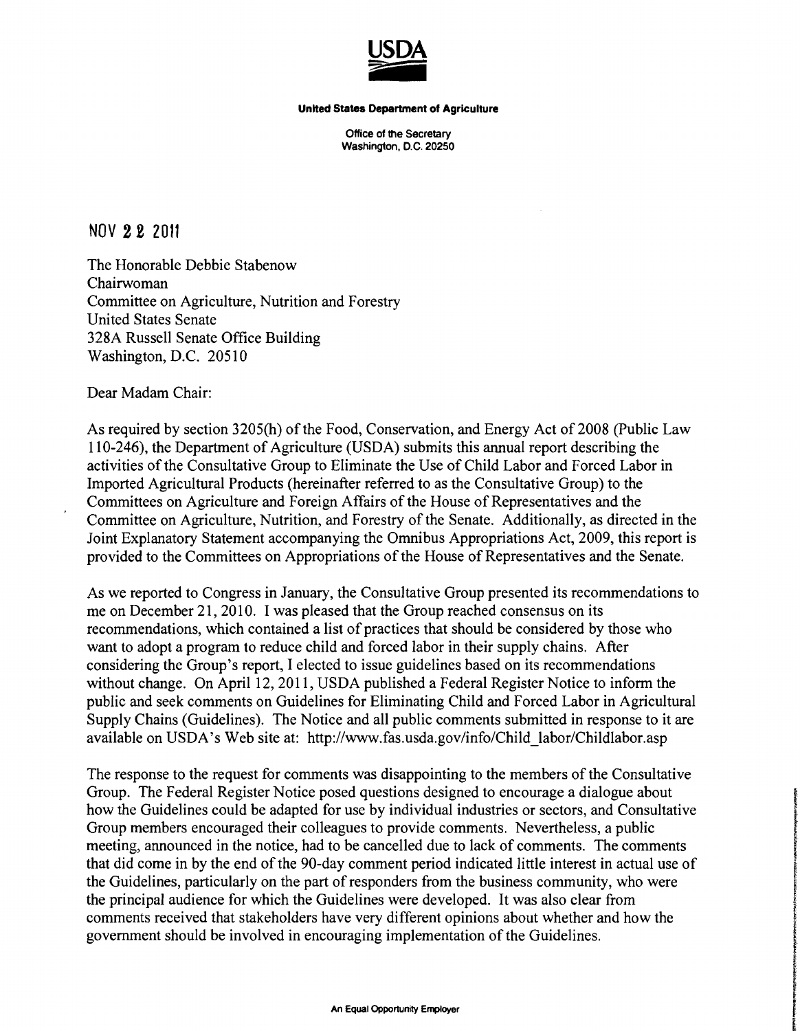**USDA**

**United States Department of Agriculture**

Office of the Secretary
Washington, D.C. 20250

NOV 22 2011

The Honorable Debbie Stabenow
Chairwoman
Committee on Agriculture, Nutrition and Forestry
United States Senate
328A Russell Senate Office Building
Washington, D.C. 20510

Dear Madam Chair:

As required by section 3205(h) of the Food, Conservation, and Energy Act of 2008 (Public Law 110-246), the Department of Agriculture (USDA) submits this annual report describing the activities of the Consultative Group to Eliminate the Use of Child Labor and Forced Labor in Imported Agricultural Products (hereinafter referred to as the Consultative Group) to the Committees on Agriculture and Foreign Affairs of the House of Representatives and the Committee on Agriculture, Nutrition, and Forestry of the Senate. Additionally, as directed in the Joint Explanatory Statement accompanying the Omnibus Appropriations Act, 2009, this report is provided to the Committees on Appropriations of the House of Representatives and the Senate.

As we reported to Congress in January, the Consultative Group presented its recommendations to me on December 21, 2010. I was pleased that the Group reached consensus on its recommendations, which contained a list of practices that should be considered by those who want to adopt a program to reduce child and forced labor in their supply chains. After considering the Group's report, I elected to issue guidelines based on its recommendations without change. On April 12, 2011, USDA published a Federal Register Notice to inform the public and seek comments on Guidelines for Eliminating Child and Forced Labor in Agricultural Supply Chains (Guidelines). The Notice and all public comments submitted in response to it are available on USDA's Web site at: http://www.fas.usda.gov/info/Child_labor/Childlabor.asp

The response to the request for comments was disappointing to the members of the Consultative Group. The Federal Register Notice posed questions designed to encourage a dialogue about how the Guidelines could be adapted for use by individual industries or sectors, and Consultative Group members encouraged their colleagues to provide comments. Nevertheless, a public meeting, announced in the notice, had to be cancelled due to lack of comments. The comments that did come in by the end of the 90-day comment period indicated little interest in actual use of the Guidelines, particularly on the part of responders from the business community, who were the principal audience for which the Guidelines were developed. It was also clear from comments received that stakeholders have very different opinions about whether and how the government should be involved in encouraging implementation of the Guidelines.

An Equal Opportunity Employer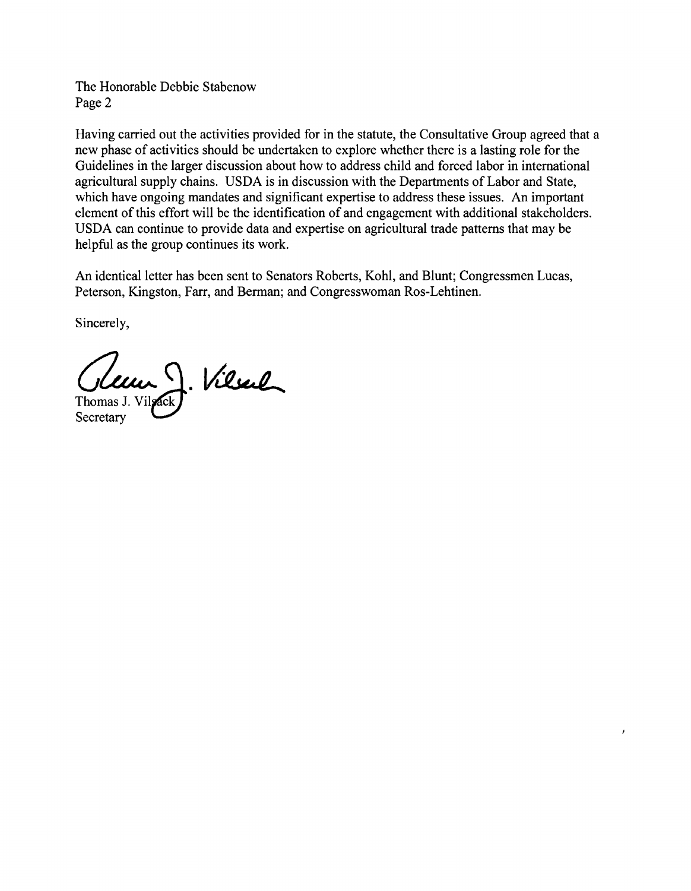The Honorable Debbie Stabenow
Page 2

Having carried out the activities provided for in the statute, the Consultative Group agreed that a new phase of activities should be undertaken to explore whether there is a lasting role for the Guidelines in the larger discussion about how to address child and forced labor in international agricultural supply chains. USDA is in discussion with the Departments of Labor and State, which have ongoing mandates and significant expertise to address these issues. An important element of this effort will be the identification of and engagement with additional stakeholders. USDA can continue to provide data and expertise on agricultural trade patterns that may be helpful as the group continues its work.

An identical letter has been sent to Senators Roberts, Kohl, and Blunt; Congressmen Lucas, Peterson, Kingston, Farr, and Berman; and Congresswoman Ros-Lehtinen.

Sincerely,

Thomas J. Vilsack
Secretary